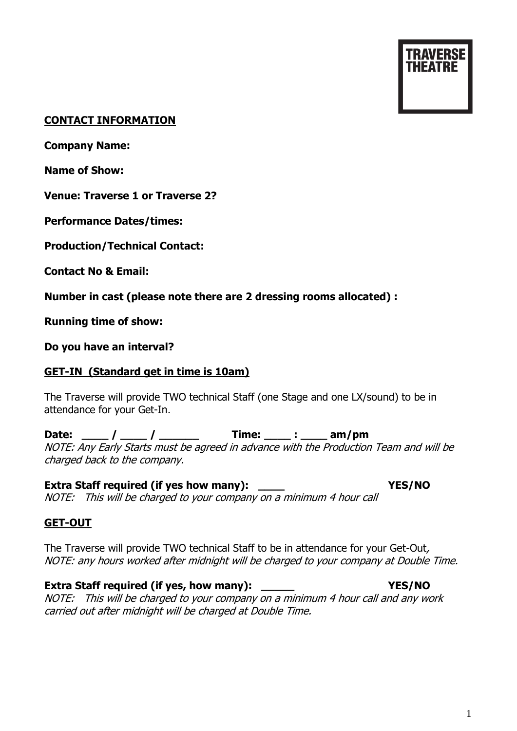TRAVERSE THEATRE

**CONTACT INFORMATION**

**Company Name:**

**Name of Show:**

**Venue: Traverse 1 or Traverse 2?**

**Performance Dates/times:**

**Production/Technical Contact:**

**Contact No & Email:**

**Number in cast (please note there are 2 dressing rooms allocated) :**

**Running time of show:**

**Do you have an interval?**

**GET-IN (Standard get in time is 10am)**

The Traverse will provide TWO technical Staff (one Stage and one LX/sound) to be in attendance for your Get-In.

**Date: ____ / ____ / ______ Time: ____ : ____ am/pm**
*NOTE: Any Early Starts must be agreed in advance with the Production Team and will be charged back to the company.*

**Extra Staff required (if yes how many): ____ YES/NO**
*NOTE: This will be charged to your company on a minimum 4 hour call*

**GET-OUT**

The Traverse will provide TWO technical Staff to be in attendance for your Get-Out, *NOTE: any hours worked after midnight will be charged to your company at Double Time.*

**Extra Staff required (if yes, how many): _____ YES/NO**
*NOTE: This will be charged to your company on a minimum 4 hour call and any work carried out after midnight will be charged at Double Time.*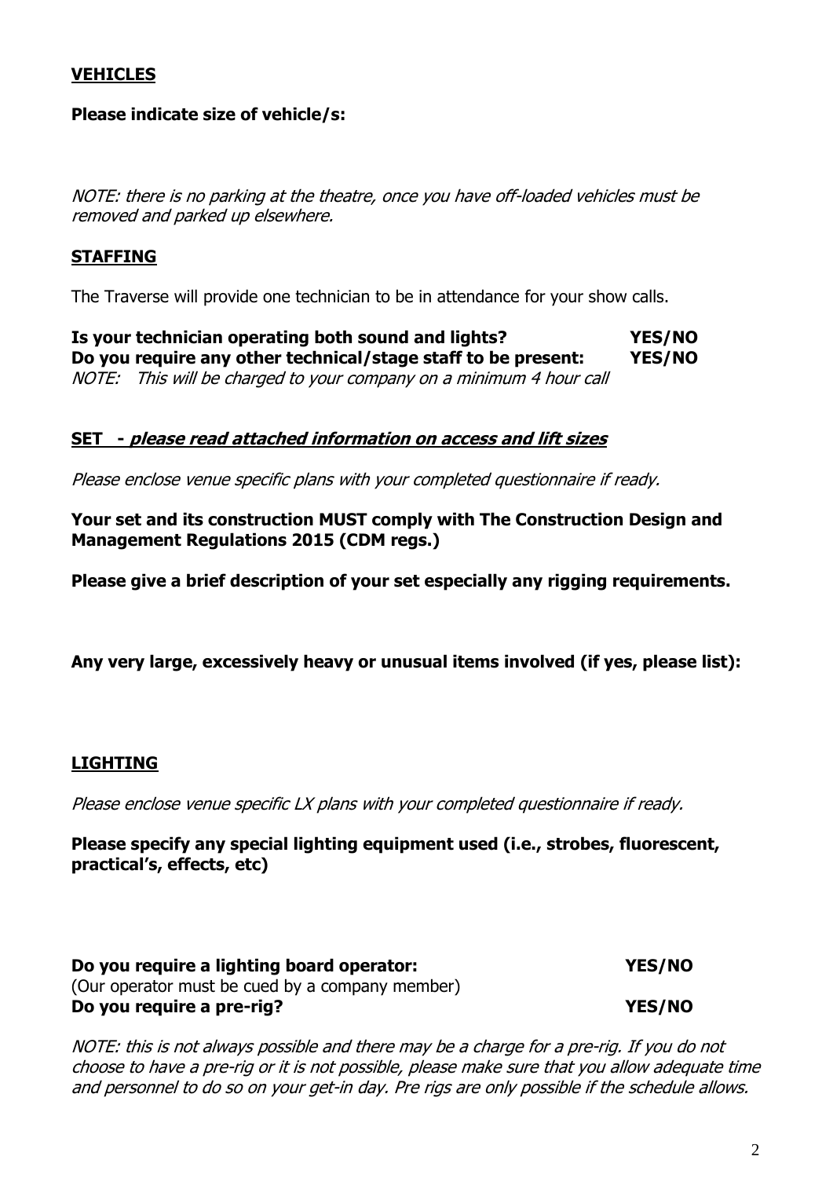## VEHICLES

**Please indicate size of vehicle/s:**

*NOTE: there is no parking at the theatre, once you have off-loaded vehicles must be removed and parked up elsewhere.*

## STAFFING

The Traverse will provide one technician to be in attendance for your show calls.

**Is your technician operating both sound and lights? YES/NO**
**Do you require any other technical/stage staff to be present: YES/NO**
*NOTE: This will be charged to your company on a minimum 4 hour call*

## SET - *please read attached information on access and lift sizes*

*Please enclose venue specific plans with your completed questionnaire if ready.*

**Your set and its construction MUST comply with The Construction Design and Management Regulations 2015 (CDM regs.)**

**Please give a brief description of your set especially any rigging requirements.**

**Any very large, excessively heavy or unusual items involved (if yes, please list):**

## LIGHTING

*Please enclose venue specific LX plans with your completed questionnaire if ready.*

**Please specify any special lighting equipment used (i.e., strobes, fluorescent, practical's, effects, etc)**

**Do you require a lighting board operator: YES/NO**
(Our operator must be cued by a company member)
**Do you require a pre-rig? YES/NO**

*NOTE: this is not always possible and there may be a charge for a pre-rig. If you do not choose to have a pre-rig or it is not possible, please make sure that you allow adequate time and personnel to do so on your get-in day. Pre rigs are only possible if the schedule allows.*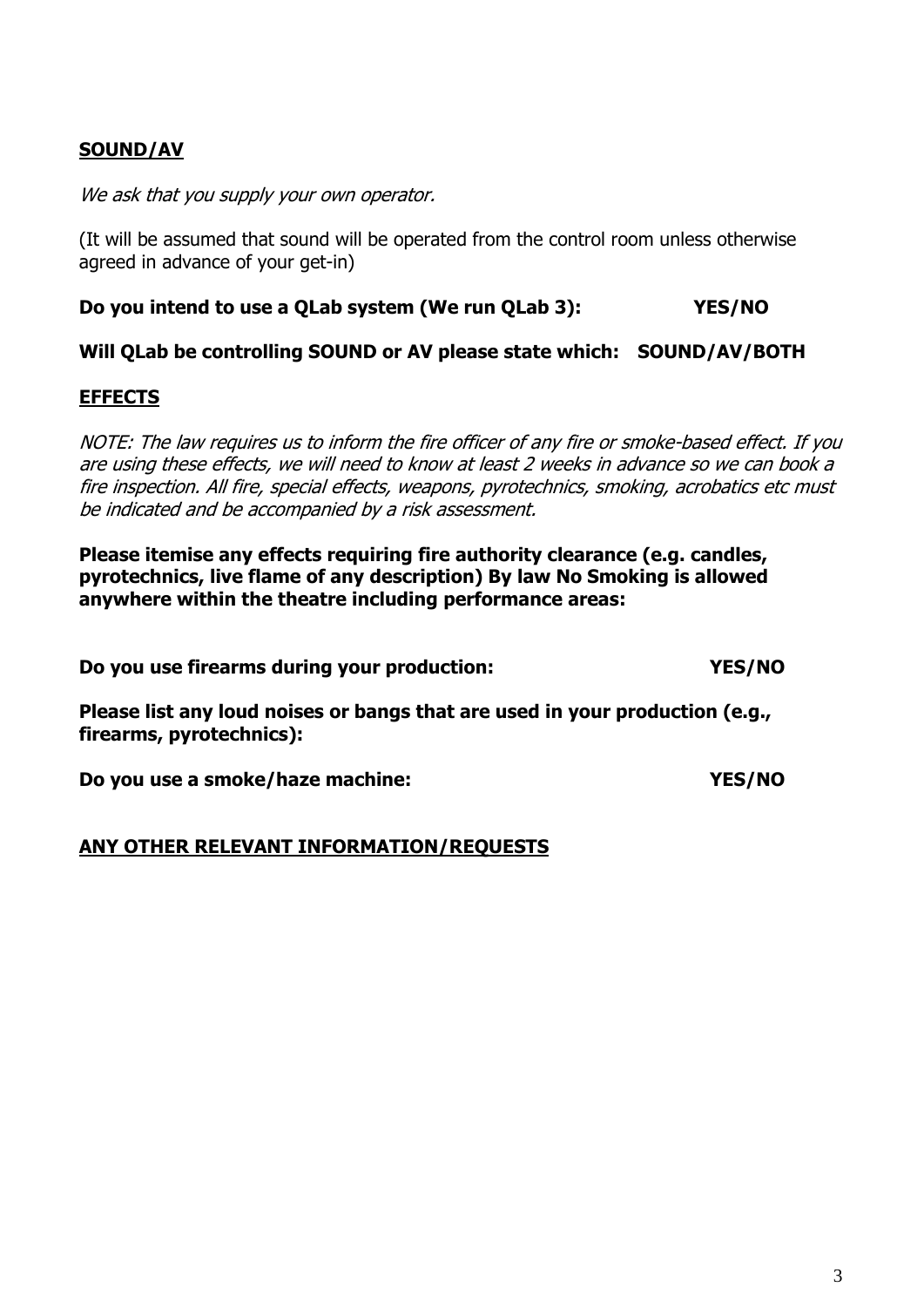**SOUND/AV**

*We ask that you supply your own operator.*

(It will be assumed that sound will be operated from the control room unless otherwise agreed in advance of your get-in)

**Do you intend to use a QLab system (We run QLab 3): YES/NO**

**Will QLab be controlling SOUND or AV please state which: SOUND/AV/BOTH**

**EFFECTS**

*NOTE: The law requires us to inform the fire officer of any fire or smoke-based effect. If you are using these effects, we will need to know at least 2 weeks in advance so we can book a fire inspection. All fire, special effects, weapons, pyrotechnics, smoking, acrobatics etc must be indicated and be accompanied by a risk assessment.*

**Please itemise any effects requiring fire authority clearance (e.g. candles, pyrotechnics, live flame of any description) By law No Smoking is allowed anywhere within the theatre including performance areas:**

**Do you use firearms during your production: YES/NO**

**Please list any loud noises or bangs that are used in your production (e.g., firearms, pyrotechnics):**

**Do you use a smoke/haze machine: YES/NO**

**ANY OTHER RELEVANT INFORMATION/REQUESTS**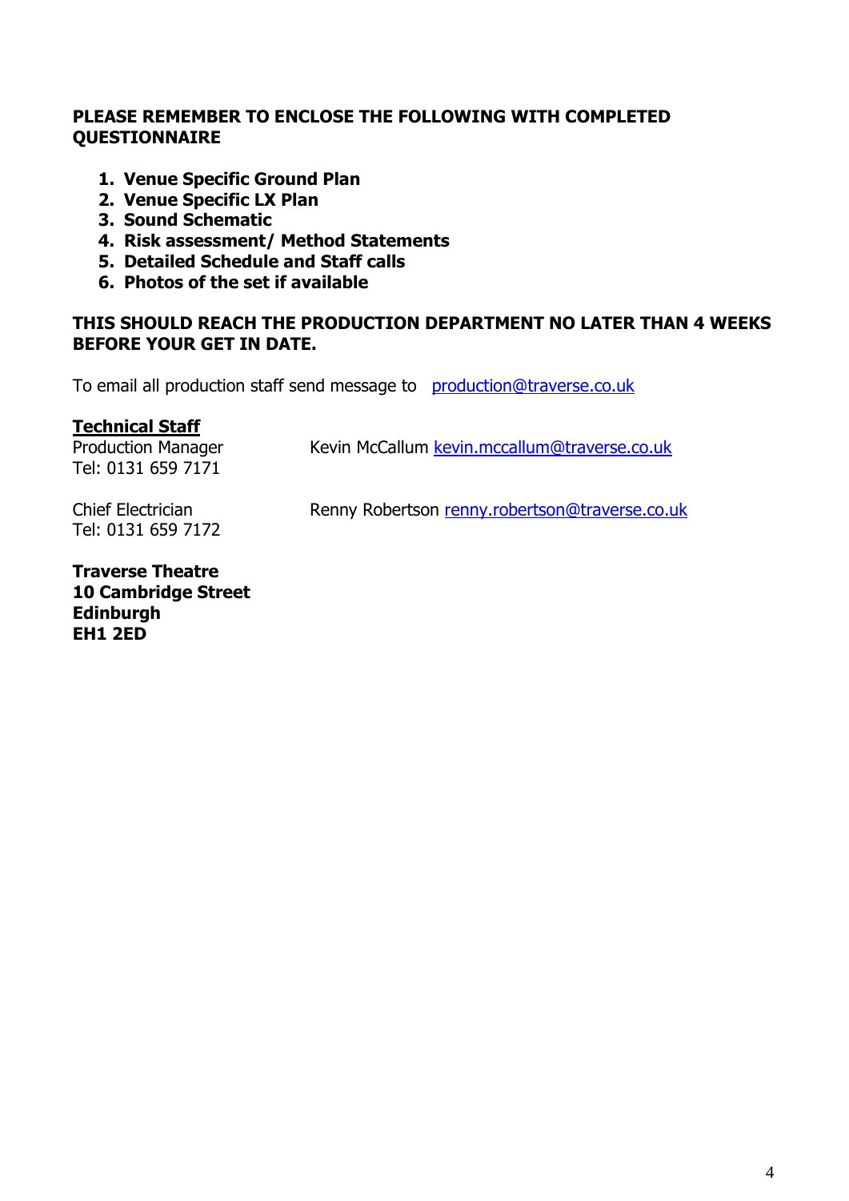**PLEASE REMEMBER TO ENCLOSE THE FOLLOWING WITH COMPLETED QUESTIONNAIRE**

1. **Venue Specific Ground Plan**
2. **Venue Specific LX Plan**
3. **Sound Schematic**
4. **Risk assessment/ Method Statements**
5. **Detailed Schedule and Staff calls**
6. **Photos of the set if available**

**THIS SHOULD REACH THE PRODUCTION DEPARTMENT NO LATER THAN 4 WEEKS BEFORE YOUR GET IN DATE.**

To email all production staff send message to production@traverse.co.uk

**Technical Staff**

Production Manager — Kevin McCallum kevin.mccallum@traverse.co.uk
Tel: 0131 659 7171

Chief Electrician — Renny Robertson renny.robertson@traverse.co.uk
Tel: 0131 659 7172

**Traverse Theatre**
**10 Cambridge Street**
**Edinburgh**
**EH1 2ED**